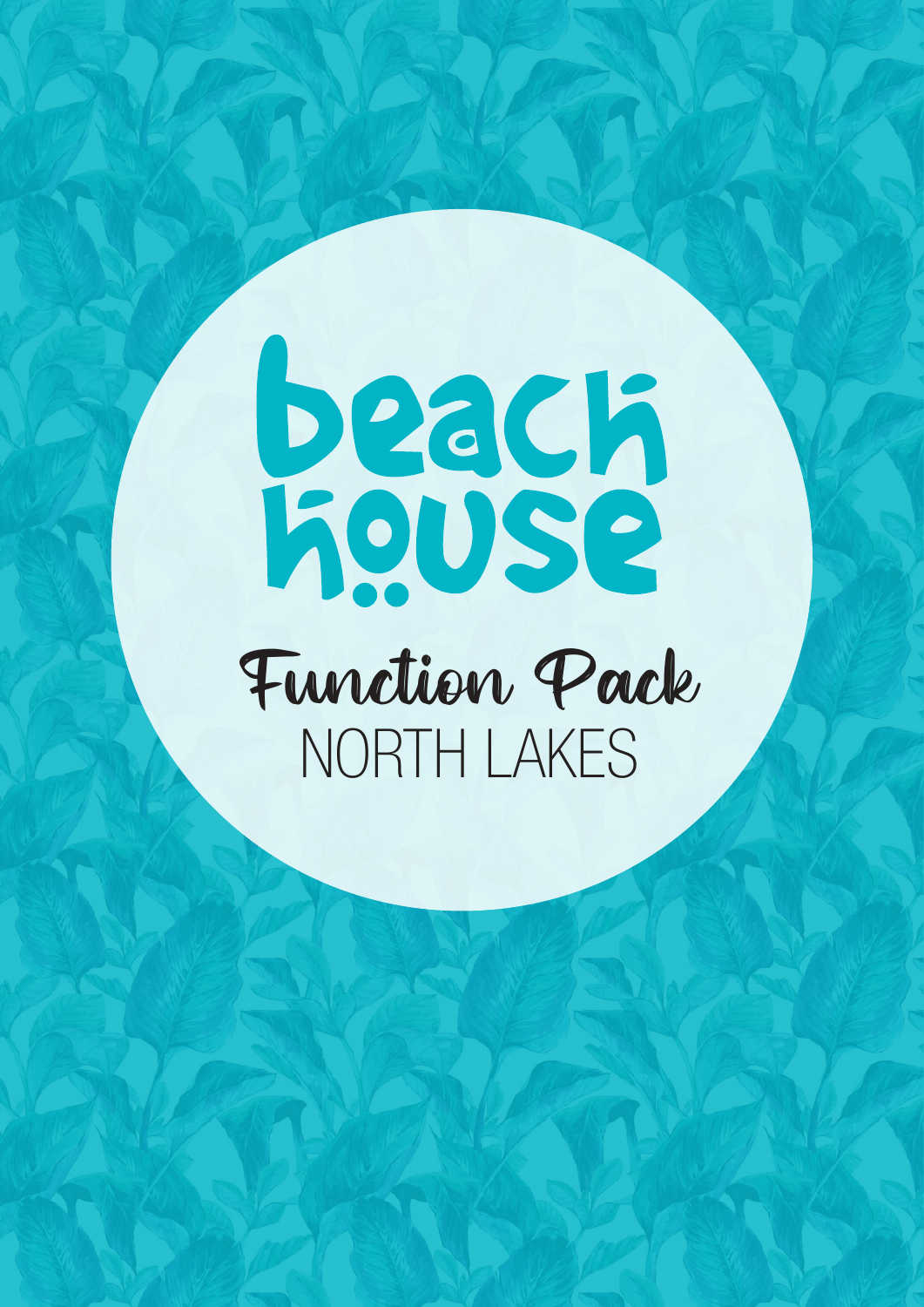# beach house

## Function Pack

NORTH LAKES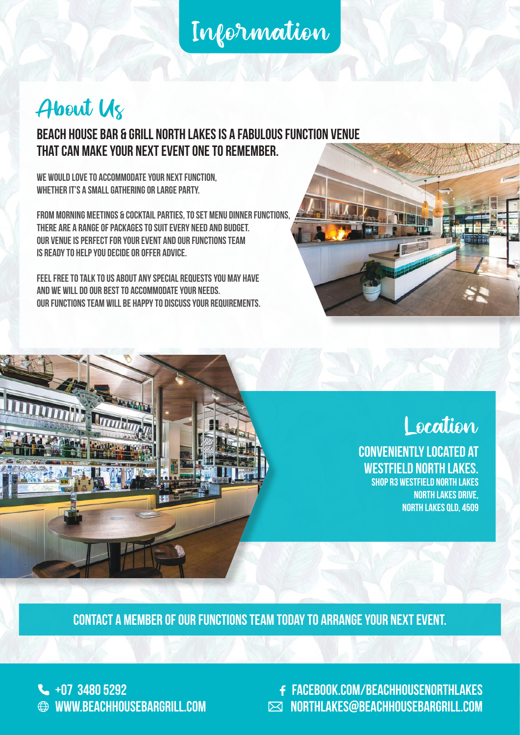# Information

## About Us

### BEACH HOUSE BAR & GRILL NORTH LAKES IS A FABULOUS FUNCTION VENUE THAT CAN MAKE YOUR NEXT EVENT ONE TO REMEMBER.

WE WOULD LOVE TO ACCOMMODATE YOUR NEXT FUNCTION, WHETHER IT'S A SMALL GATHERING OR LARGE PARTY.

FROM MORNING MEETINGS & COCKTAIL PARTIES, TO SET MENU DINNER FUNCTIONS, THERE ARE A RANGE OF PACKAGES TO SUIT EVERY NEED AND BUDGET. OUR VENUE IS PERFECT FOR YOUR EVENT AND OUR FUNCTIONS TEAM IS READY TO HELP YOU DECIDE OR OFFER ADVICE.

FEEL FREE TO TALK TO US ABOUT ANY SPECIAL REQUESTS YOU MAY HAVE AND WE WILL DO OUR BEST TO ACCOMMODATE YOUR NEEDS. OUR FUNCTIONS TEAM WILL BE HAPPY TO DISCUSS YOUR REQUIREMENTS.

## Location

### CONVENIENTLY LOCATED AT WESTFIELD NORTH LAKES.

SHOP R3 WESTFIELD NORTH LAKES
NORTH LAKES DRIVE,
NORTH LAKES QLD, 4509

**CONTACT A MEMBER OF OUR FUNCTIONS TEAM TODAY TO ARRANGE YOUR NEXT EVENT.**

+07 3480 5292
WWW.BEACHHOUSEBARGRILL.COM
FACEBOOK.COM/BEACHHOUSENORTHLAKES
NORTHLAKES@BEACHHOUSEBARGRILL.COM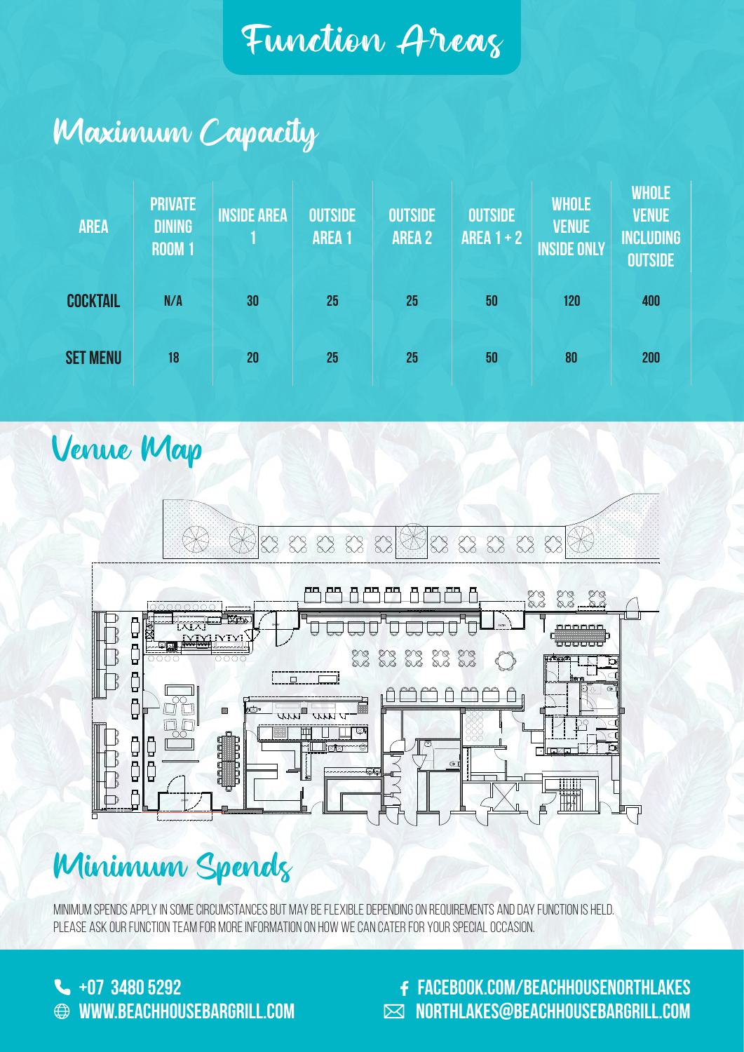# Function Areas

## Maximum Capacity

| AREA | PRIVATE DINING ROOM 1 | INSIDE AREA 1 | OUTSIDE AREA 1 | OUTSIDE AREA 2 | OUTSIDE AREA 1 + 2 | WHOLE VENUE INSIDE ONLY | WHOLE VENUE INCLUDING OUTSIDE |
|---|---|---|---|---|---|---|---|
| COCKTAIL | N/A | 30 | 25 | 25 | 50 | 120 | 400 |
| SET MENU | 18 | 20 | 25 | 25 | 50 | 80 | 200 |

## Venue Map

## Minimum Spends

MINIMUM SPENDS APPLY IN SOME CIRCUMSTANCES BUT MAY BE FLEXIBLE DEPENDING ON REQUIREMENTS AND DAY FUNCTION IS HELD. PLEASE ASK OUR FUNCTION TEAM FOR MORE INFORMATION ON HOW WE CAN CATER FOR YOUR SPECIAL OCCASION.

+07 3480 5292
WWW.BEACHHOUSEBARGRILL.COM
FACEBOOK.COM/BEACHHOUSENORTHLAKES
NORTHLAKES@BEACHHOUSEBARGRILL.COM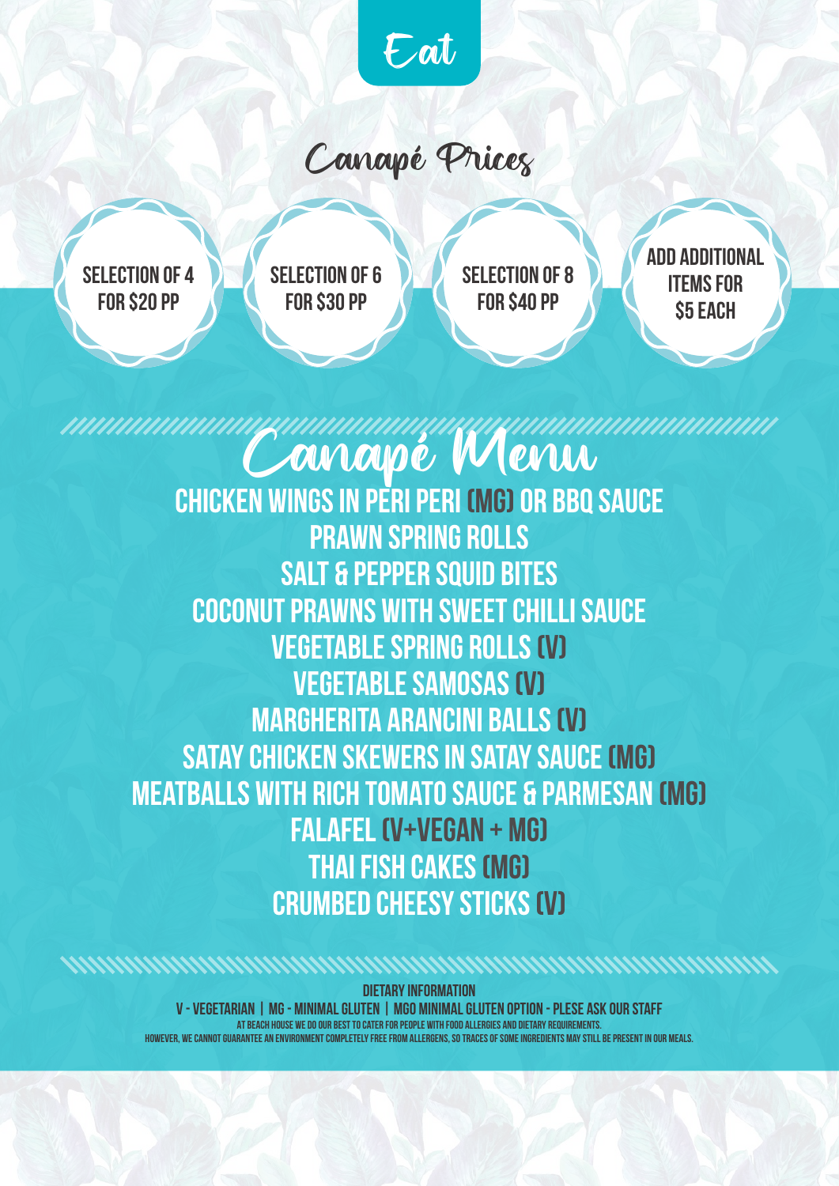# Eat

## Canapé Prices

- **SELECTION OF 4 FOR $20 PP**
- **SELECTION OF 6 FOR $30 PP**
- **SELECTION OF 8 FOR $40 PP**
- **ADD ADDITIONAL ITEMS FOR $5 EACH**

## Canapé Menu

CHICKEN WINGS IN PERI PERI (MG) OR BBQ SAUCE
PRAWN SPRING ROLLS
SALT & PEPPER SQUID BITES
COCONUT PRAWNS WITH SWEET CHILLI SAUCE
VEGETABLE SPRING ROLLS (V)
VEGETABLE SAMOSAS (V)
MARGHERITA ARANCINI BALLS (V)
SATAY CHICKEN SKEWERS IN SATAY SAUCE (MG)
MEATBALLS WITH RICH TOMATO SAUCE & PARMESAN (MG)
FALAFEL (V+VEGAN + MG)
THAI FISH CAKES (MG)
CRUMBED CHEESY STICKS (V)

**DIETARY INFORMATION**

V - VEGETARIAN | MG - MINIMAL GLUTEN | MGO MINIMAL GLUTEN OPTION - PLESE ASK OUR STAFF

AT BEACH HOUSE WE DO OUR BEST TO CATER FOR PEOPLE WITH FOOD ALLERGIES AND DIETARY REQUIREMENTS.
HOWEVER, WE CANNOT GUARANTEE AN ENVIRONMENT COMPLETELY FREE FROM ALLERGENS, SO TRACES OF SOME INGREDIENTS MAY STILL BE PRESENT IN OUR MEALS.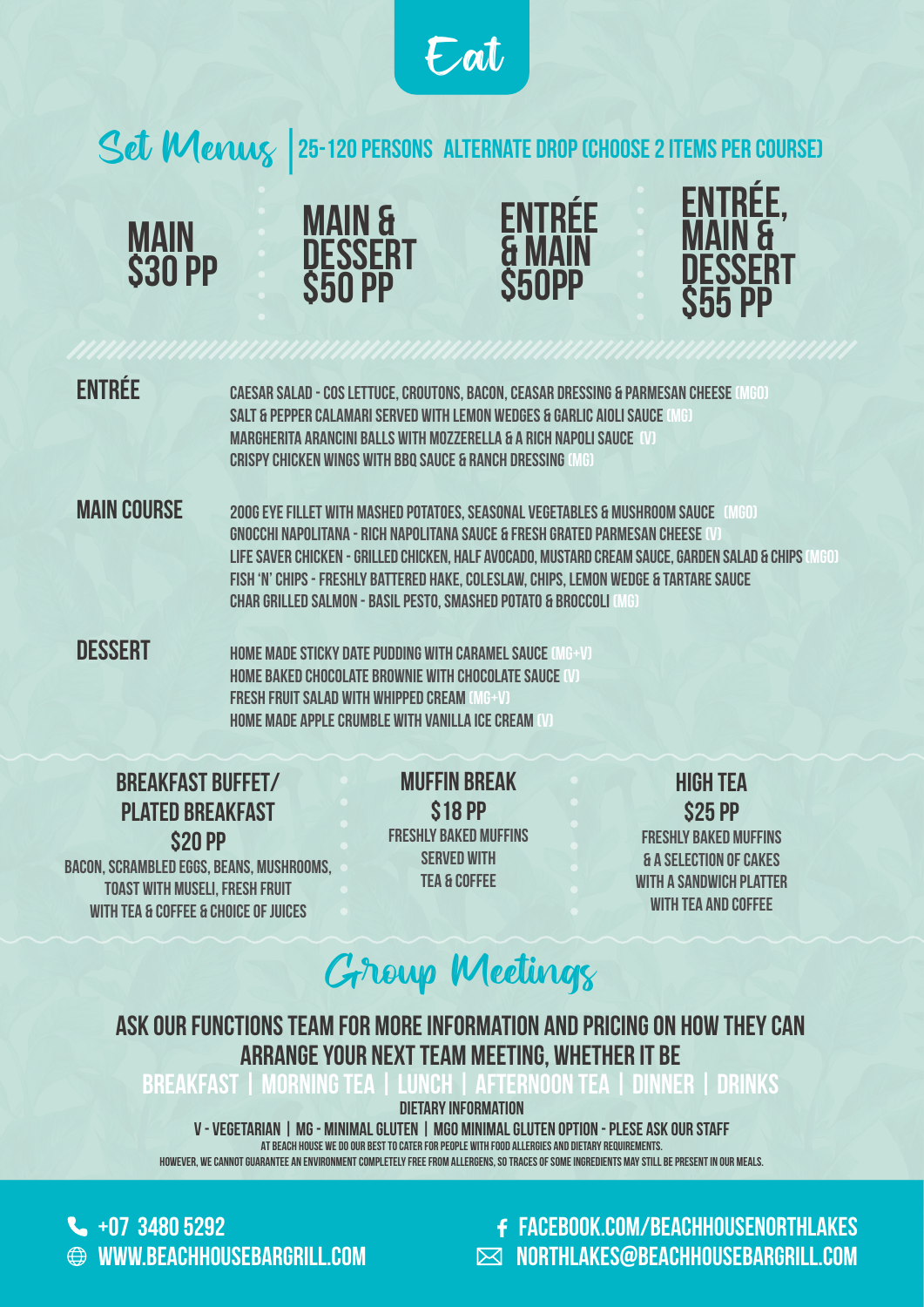# Eat

## Set Menus

**25-120 PERSONS ALTERNATE DROP (CHOOSE 2 ITEMS PER COURSE)**

| MAIN | MAIN & DESSERT | ENTRÉE & MAIN | ENTRÉE, MAIN & DESSERT |
|---|---|---|---|
| $30 PP | $50 PP | $50PP | $55 PP |

### ENTRÉE

- CAESAR SALAD - COS LETTUCE, CROUTONS, BACON, CEASAR DRESSING & PARMESAN CHEESE (MGO)
- SALT & PEPPER CALAMARI SERVED WITH LEMON WEDGES & GARLIC AIOLI SAUCE (MG)
- MARGHERITA ARANCINI BALLS WITH MOZZERELLA & A RICH NAPOLI SAUCE (V)
- CRISPY CHICKEN WINGS WITH BBQ SAUCE & RANCH DRESSING (MG)

### MAIN COURSE

- 200G EYE FILLET WITH MASHED POTATOES, SEASONAL VEGETABLES & MUSHROOM SAUCE (MGO)
- GNOCCHI NAPOLITANA - RICH NAPOLITANA SAUCE & FRESH GRATED PARMESAN CHEESE (V)
- LIFE SAVER CHICKEN - GRILLED CHICKEN, HALF AVOCADO, MUSTARD CREAM SAUCE, GARDEN SALAD & CHIPS (MGO)
- FISH 'N' CHIPS - FRESHLY BATTERED HAKE, COLESLAW, CHIPS, LEMON WEDGE & TARTARE SAUCE
- CHAR GRILLED SALMON - BASIL PESTO, SMASHED POTATO & BROCCOLI (MG)

### DESSERT

- HOME MADE STICKY DATE PUDDING WITH CARAMEL SAUCE (MG+V)
- HOME BAKED CHOCOLATE BROWNIE WITH CHOCOLATE SAUCE (V)
- FRESH FRUIT SALAD WITH WHIPPED CREAM (MG+V)
- HOME MADE APPLE CRUMBLE WITH VANILLA ICE CREAM (V)

### BREAKFAST BUFFET/ PLATED BREAKFAST

**$20 PP**

BACON, SCRAMBLED EGGS, BEANS, MUSHROOMS, TOAST WITH MUSELI, FRESH FRUIT WITH TEA & COFFEE & CHOICE OF JUICES

### MUFFIN BREAK

**$18 PP**

FRESHLY BAKED MUFFINS SERVED WITH TEA & COFFEE

### HIGH TEA

**$25 PP**

FRESHLY BAKED MUFFINS & A SELECTION OF CAKES WITH A SANDWICH PLATTER WITH TEA AND COFFEE

## Group Meetings

**ASK OUR FUNCTIONS TEAM FOR MORE INFORMATION AND PRICING ON HOW THEY CAN ARRANGE YOUR NEXT TEAM MEETING, WHETHER IT BE**

BREAKFAST | MORNING TEA | LUNCH | AFTERNOON TEA | DINNER | DRINKS

**DIETARY INFORMATION**

V - VEGETARIAN | MG - MINIMAL GLUTEN | MGO MINIMAL GLUTEN OPTION - PLESE ASK OUR STAFF

AT BEACH HOUSE WE DO OUR BEST TO CATER FOR PEOPLE WITH FOOD ALLERGIES AND DIETARY REQUIREMENTS.
HOWEVER, WE CANNOT GUARANTEE AN ENVIRONMENT COMPLETELY FREE FROM ALLERGENS, SO TRACES OF SOME INGREDIENTS MAY STILL BE PRESENT IN OUR MEALS.

+07 3480 5292
WWW.BEACHHOUSEBARGRILL.COM
FACEBOOK.COM/BEACHHOUSENORTHLAKES
NORTHLAKES@BEACHHOUSEBARGRILL.COM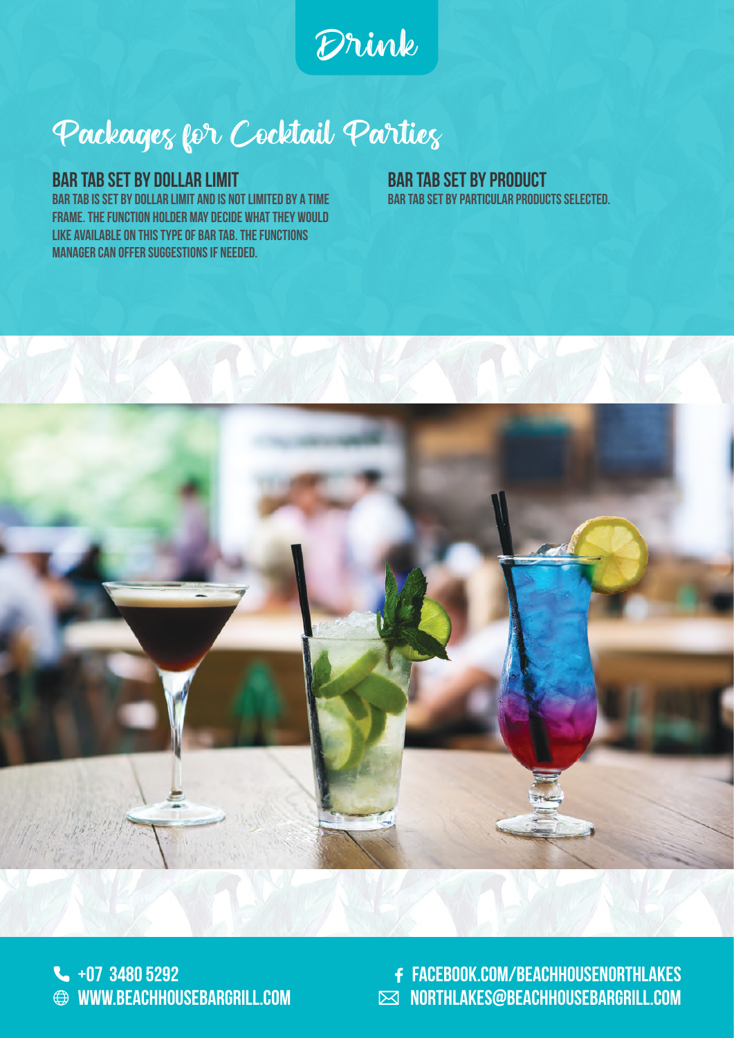# Drink

## Packages for Cocktail Parties

### BAR TAB SET BY DOLLAR LIMIT

BAR TAB IS SET BY DOLLAR LIMIT AND IS NOT LIMITED BY A TIME FRAME. THE FUNCTION HOLDER MAY DECIDE WHAT THEY WOULD LIKE AVAILABLE ON THIS TYPE OF BAR TAB. THE FUNCTIONS MANAGER CAN OFFER SUGGESTIONS IF NEEDED.

### BAR TAB SET BY PRODUCT

BAR TAB SET BY PARTICULAR PRODUCTS SELECTED.

+07 3480 5292
WWW.BEACHHOUSEBARGRILL.COM
FACEBOOK.COM/BEACHHOUSENORTHLAKES
NORTHLAKES@BEACHHOUSEBARGRILL.COM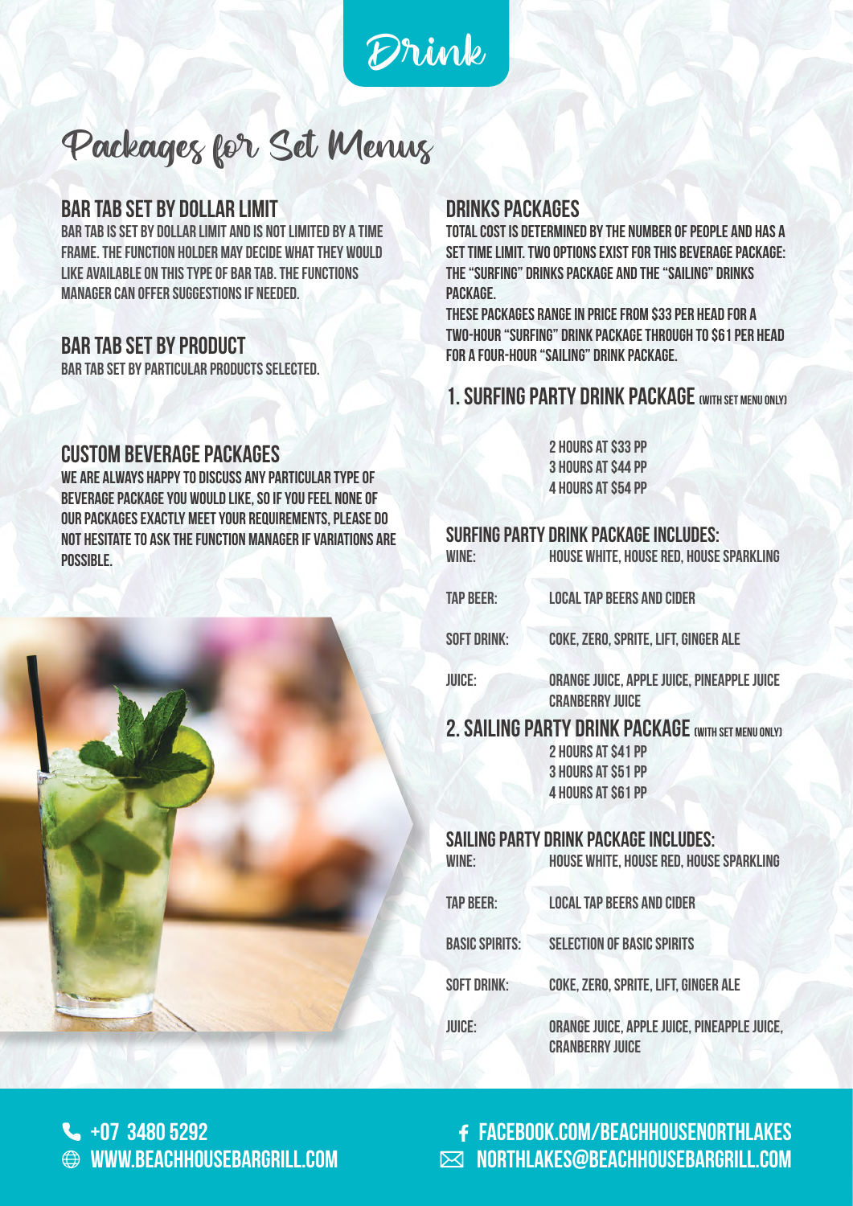# Drink

## Packages for Set Menus

### BAR TAB SET BY DOLLAR LIMIT

BAR TAB IS SET BY DOLLAR LIMIT AND IS NOT LIMITED BY A TIME FRAME. THE FUNCTION HOLDER MAY DECIDE WHAT THEY WOULD LIKE AVAILABLE ON THIS TYPE OF BAR TAB. THE FUNCTIONS MANAGER CAN OFFER SUGGESTIONS IF NEEDED.

### BAR TAB SET BY PRODUCT

BAR TAB SET BY PARTICULAR PRODUCTS SELECTED.

### CUSTOM BEVERAGE PACKAGES

WE ARE ALWAYS HAPPY TO DISCUSS ANY PARTICULAR TYPE OF BEVERAGE PACKAGE YOU WOULD LIKE, SO IF YOU FEEL NONE OF OUR PACKAGES EXACTLY MEET YOUR REQUIREMENTS, PLEASE DO NOT HESITATE TO ASK THE FUNCTION MANAGER IF VARIATIONS ARE POSSIBLE.

### DRINKS PACKAGES

TOTAL COST IS DETERMINED BY THE NUMBER OF PEOPLE AND HAS A SET TIME LIMIT. TWO OPTIONS EXIST FOR THIS BEVERAGE PACKAGE: THE "SURFING" DRINKS PACKAGE AND THE "SAILING" DRINKS PACKAGE.

THESE PACKAGES RANGE IN PRICE FROM $33 PER HEAD FOR A TWO-HOUR "SURFING" DRINK PACKAGE THROUGH TO $61 PER HEAD FOR A FOUR-HOUR "SAILING" DRINK PACKAGE.

### 1. SURFING PARTY DRINK PACKAGE (WITH SET MENU ONLY)

2 HOURS AT $33 PP
3 HOURS AT $44 PP
4 HOURS AT $54 PP

### SURFING PARTY DRINK PACKAGE INCLUDES:

| | |
|---|---|
| WINE: | HOUSE WHITE, HOUSE RED, HOUSE SPARKLING |
| TAP BEER: | LOCAL TAP BEERS AND CIDER |
| SOFT DRINK: | COKE, ZERO, SPRITE, LIFT, GINGER ALE |
| JUICE: | ORANGE JUICE, APPLE JUICE, PINEAPPLE JUICE CRANBERRY JUICE |

### 2. SAILING PARTY DRINK PACKAGE (WITH SET MENU ONLY)

2 HOURS AT $41 PP
3 HOURS AT $51 PP
4 HOURS AT $61 PP

### SAILING PARTY DRINK PACKAGE INCLUDES:

| | |
|---|---|
| WINE: | HOUSE WHITE, HOUSE RED, HOUSE SPARKLING |
| TAP BEER: | LOCAL TAP BEERS AND CIDER |
| BASIC SPIRITS: | SELECTION OF BASIC SPIRITS |
| SOFT DRINK: | COKE, ZERO, SPRITE, LIFT, GINGER ALE |
| JUICE: | ORANGE JUICE, APPLE JUICE, PINEAPPLE JUICE, CRANBERRY JUICE |

+07 3480 5292
WWW.BEACHHOUSEBARGRILL.COM
FACEBOOK.COM/BEACHHOUSENORTHLAKES
NORTHLAKES@BEACHHOUSEBARGRILL.COM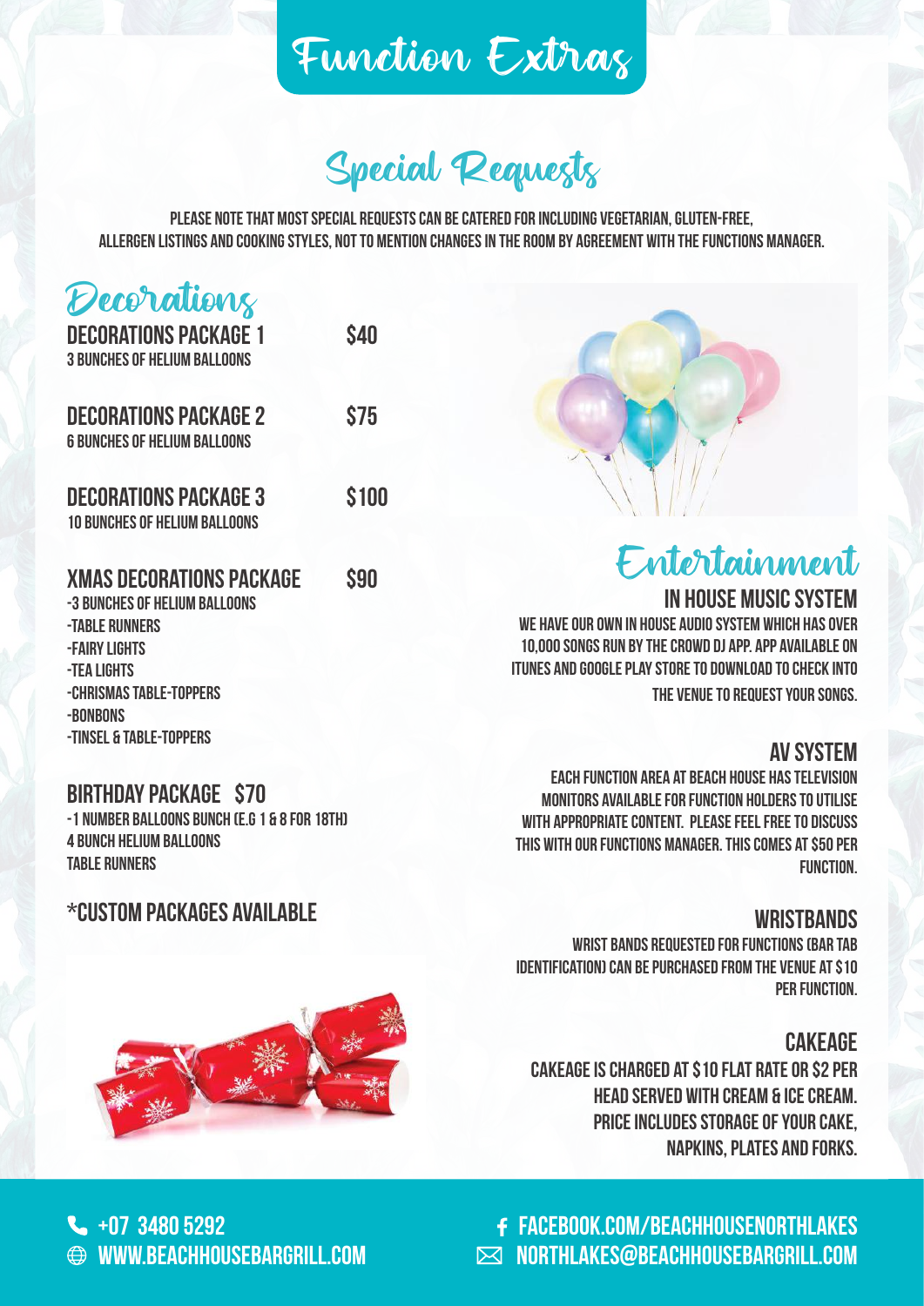# Function Extras

## Special Requests

PLEASE NOTE THAT MOST SPECIAL REQUESTS CAN BE CATERED FOR INCLUDING VEGETARIAN, GLUTEN-FREE, ALLERGEN LISTINGS AND COOKING STYLES, NOT TO MENTION CHANGES IN THE ROOM BY AGREEMENT WITH THE FUNCTIONS MANAGER.

## Decorations

### DECORATIONS PACKAGE 1 — $40
3 BUNCHES OF HELIUM BALLOONS

### DECORATIONS PACKAGE 2 — $75
6 BUNCHES OF HELIUM BALLOONS

### DECORATIONS PACKAGE 3 — $100
10 BUNCHES OF HELIUM BALLOONS

### XMAS DECORATIONS PACKAGE — $90
-3 BUNCHES OF HELIUM BALLOONS
-TABLE RUNNERS
-FAIRY LIGHTS
-TEA LIGHTS
-CHRISMAS TABLE-TOPPERS
-BONBONS
-TINSEL & TABLE-TOPPERS

### BIRTHDAY PACKAGE $70
-1 NUMBER BALLOONS BUNCH (E.G 1 & 8 FOR 18TH)
4 BUNCH HELIUM BALLOONS
TABLE RUNNERS

### *CUSTOM PACKAGES AVAILABLE

## Entertainment

### IN HOUSE MUSIC SYSTEM
WE HAVE OUR OWN IN HOUSE AUDIO SYSTEM WHICH HAS OVER 10,000 SONGS RUN BY THE CROWD DJ APP. APP AVAILABLE ON ITUNES AND GOOGLE PLAY STORE TO DOWNLOAD TO CHECK INTO THE VENUE TO REQUEST YOUR SONGS.

### AV SYSTEM
EACH FUNCTION AREA AT BEACH HOUSE HAS TELEVISION MONITORS AVAILABLE FOR FUNCTION HOLDERS TO UTILISE WITH APPROPRIATE CONTENT. PLEASE FEEL FREE TO DISCUSS THIS WITH OUR FUNCTIONS MANAGER. THIS COMES AT $50 PER FUNCTION.

### WRISTBANDS
WRIST BANDS REQUESTED FOR FUNCTIONS (BAR TAB IDENTIFICATION) CAN BE PURCHASED FROM THE VENUE AT $10 PER FUNCTION.

### CAKEAGE
CAKEAGE IS CHARGED AT $10 FLAT RATE OR $2 PER HEAD SERVED WITH CREAM & ICE CREAM. PRICE INCLUDES STORAGE OF YOUR CAKE, NAPKINS, PLATES AND FORKS.

+07 3480 5292
WWW.BEACHHOUSEBARGRILL.COM
FACEBOOK.COM/BEACHHOUSENORTHLAKES
NORTHLAKES@BEACHHOUSEBARGRILL.COM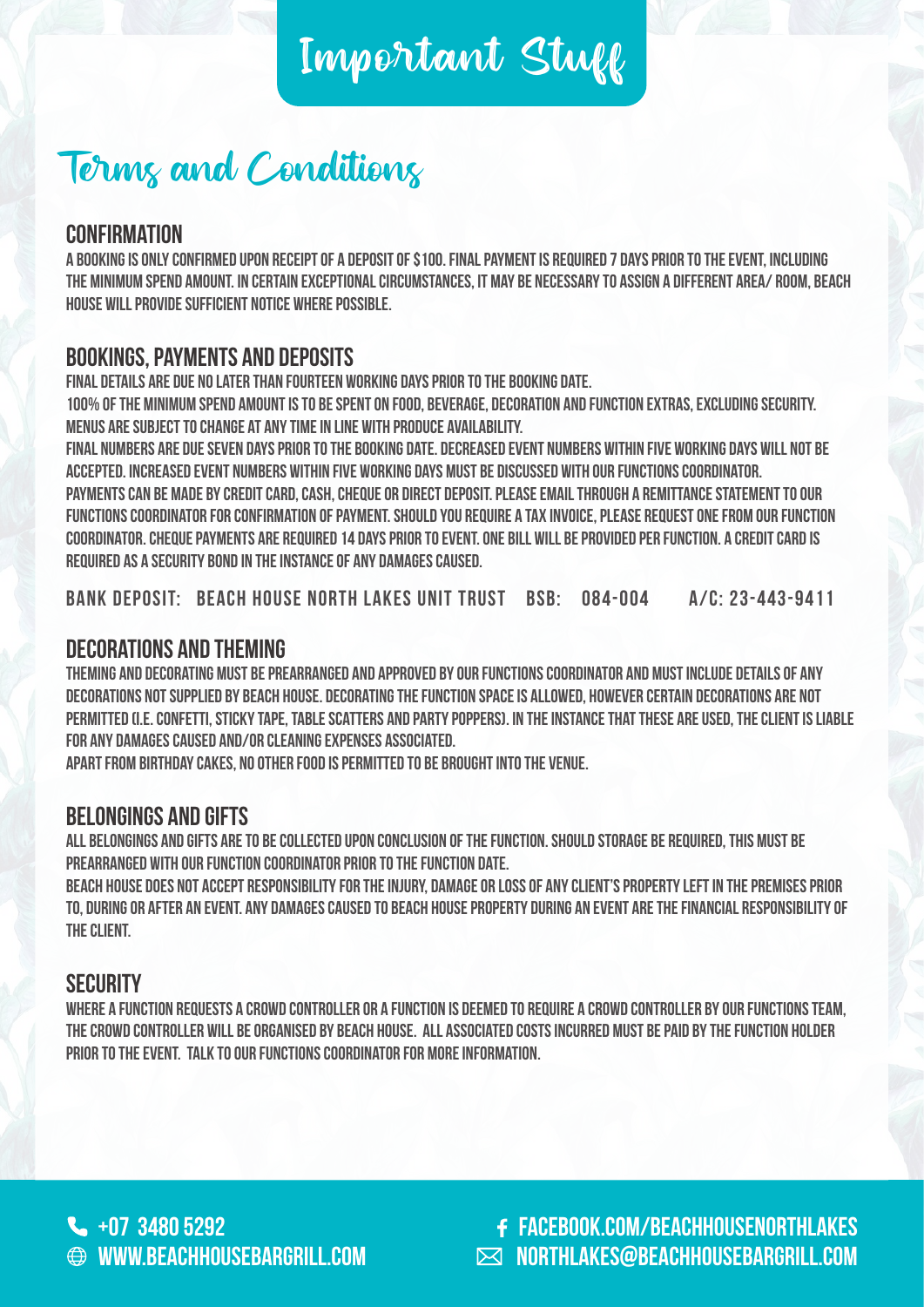# Important Stuff

## Terms and Conditions

### CONFIRMATION

A BOOKING IS ONLY CONFIRMED UPON RECEIPT OF A DEPOSIT OF $100. FINAL PAYMENT IS REQUIRED 7 DAYS PRIOR TO THE EVENT, INCLUDING THE MINIMUM SPEND AMOUNT. IN CERTAIN EXCEPTIONAL CIRCUMSTANCES, IT MAY BE NECESSARY TO ASSIGN A DIFFERENT AREA/ ROOM, BEACH HOUSE WILL PROVIDE SUFFICIENT NOTICE WHERE POSSIBLE.

### BOOKINGS, PAYMENTS AND DEPOSITS

FINAL DETAILS ARE DUE NO LATER THAN FOURTEEN WORKING DAYS PRIOR TO THE BOOKING DATE.

100% OF THE MINIMUM SPEND AMOUNT IS TO BE SPENT ON FOOD, BEVERAGE, DECORATION AND FUNCTION EXTRAS, EXCLUDING SECURITY. MENUS ARE SUBJECT TO CHANGE AT ANY TIME IN LINE WITH PRODUCE AVAILABILITY.

FINAL NUMBERS ARE DUE SEVEN DAYS PRIOR TO THE BOOKING DATE. DECREASED EVENT NUMBERS WITHIN FIVE WORKING DAYS WILL NOT BE ACCEPTED. INCREASED EVENT NUMBERS WITHIN FIVE WORKING DAYS MUST BE DISCUSSED WITH OUR FUNCTIONS COORDINATOR.

PAYMENTS CAN BE MADE BY CREDIT CARD, CASH, CHEQUE OR DIRECT DEPOSIT. PLEASE EMAIL THROUGH A REMITTANCE STATEMENT TO OUR FUNCTIONS COORDINATOR FOR CONFIRMATION OF PAYMENT. SHOULD YOU REQUIRE A TAX INVOICE, PLEASE REQUEST ONE FROM OUR FUNCTION COORDINATOR. CHEQUE PAYMENTS ARE REQUIRED 14 DAYS PRIOR TO EVENT. ONE BILL WILL BE PROVIDED PER FUNCTION. A CREDIT CARD IS REQUIRED AS A SECURITY BOND IN THE INSTANCE OF ANY DAMAGES CAUSED.

BANK DEPOSIT: BEACH HOUSE NORTH LAKES UNIT TRUST BSB: 084-004 A/C: 23-443-9411

### DECORATIONS AND THEMING

THEMING AND DECORATING MUST BE PREARRANGED AND APPROVED BY OUR FUNCTIONS COORDINATOR AND MUST INCLUDE DETAILS OF ANY DECORATIONS NOT SUPPLIED BY BEACH HOUSE. DECORATING THE FUNCTION SPACE IS ALLOWED, HOWEVER CERTAIN DECORATIONS ARE NOT PERMITTED (I.E. CONFETTI, STICKY TAPE, TABLE SCATTERS AND PARTY POPPERS). IN THE INSTANCE THAT THESE ARE USED, THE CLIENT IS LIABLE FOR ANY DAMAGES CAUSED AND/OR CLEANING EXPENSES ASSOCIATED.

APART FROM BIRTHDAY CAKES, NO OTHER FOOD IS PERMITTED TO BE BROUGHT INTO THE VENUE.

### BELONGINGS AND GIFTS

ALL BELONGINGS AND GIFTS ARE TO BE COLLECTED UPON CONCLUSION OF THE FUNCTION. SHOULD STORAGE BE REQUIRED, THIS MUST BE PREARRANGED WITH OUR FUNCTION COORDINATOR PRIOR TO THE FUNCTION DATE.

BEACH HOUSE DOES NOT ACCEPT RESPONSIBILITY FOR THE INJURY, DAMAGE OR LOSS OF ANY CLIENT'S PROPERTY LEFT IN THE PREMISES PRIOR TO, DURING OR AFTER AN EVENT. ANY DAMAGES CAUSED TO BEACH HOUSE PROPERTY DURING AN EVENT ARE THE FINANCIAL RESPONSIBILITY OF THE CLIENT.

### SECURITY

WHERE A FUNCTION REQUESTS A CROWD CONTROLLER OR A FUNCTION IS DEEMED TO REQUIRE A CROWD CONTROLLER BY OUR FUNCTIONS TEAM, THE CROWD CONTROLLER WILL BE ORGANISED BY BEACH HOUSE. ALL ASSOCIATED COSTS INCURRED MUST BE PAID BY THE FUNCTION HOLDER PRIOR TO THE EVENT. TALK TO OUR FUNCTIONS COORDINATOR FOR MORE INFORMATION.

+07 3480 5292
WWW.BEACHHOUSEBARGRILL.COM
FACEBOOK.COM/BEACHHOUSENORTHLAKES
NORTHLAKES@BEACHHOUSEBARGRILL.COM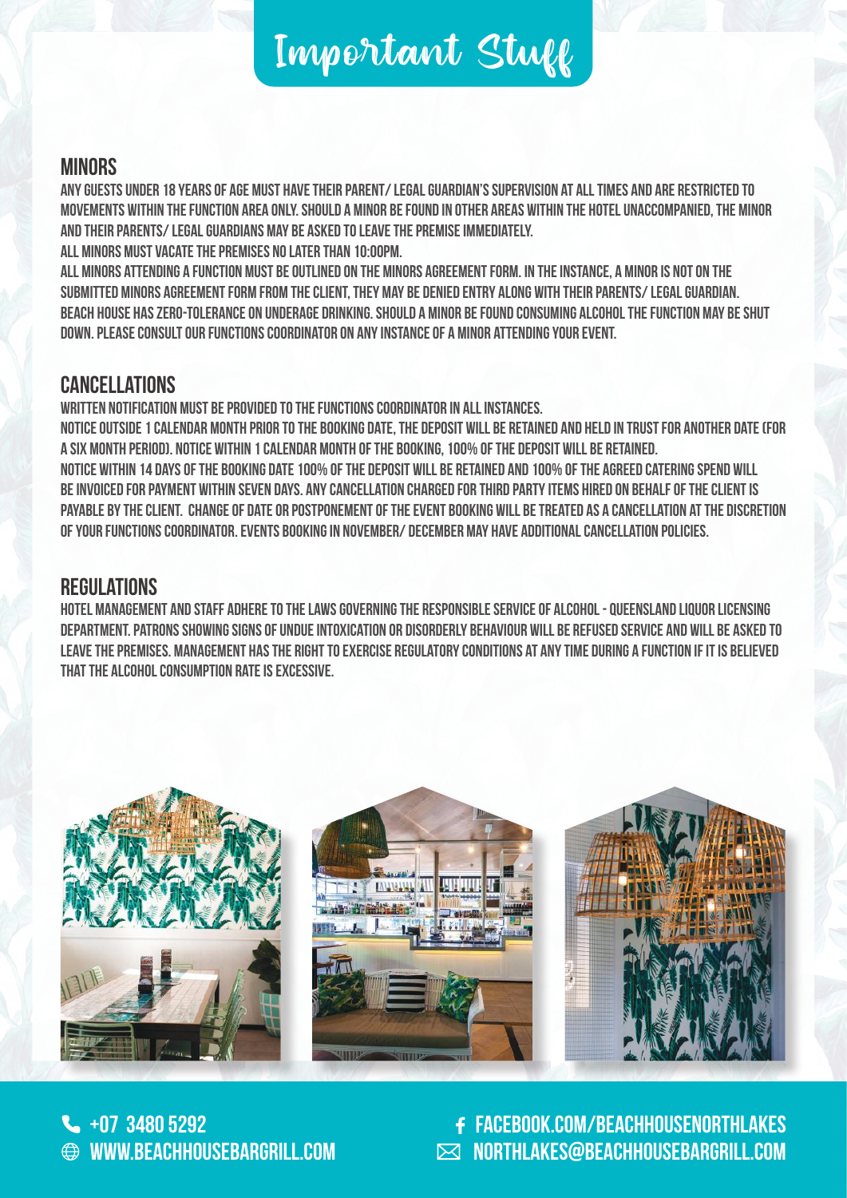# Important Stuff

## MINORS

ANY GUESTS UNDER 18 YEARS OF AGE MUST HAVE THEIR PARENT/ LEGAL GUARDIAN'S SUPERVISION AT ALL TIMES AND ARE RESTRICTED TO MOVEMENTS WITHIN THE FUNCTION AREA ONLY. SHOULD A MINOR BE FOUND IN OTHER AREAS WITHIN THE HOTEL UNACCOMPANIED, THE MINOR AND THEIR PARENTS/ LEGAL GUARDIANS MAY BE ASKED TO LEAVE THE PREMISE IMMEDIATELY.

ALL MINORS MUST VACATE THE PREMISES NO LATER THAN 10:00PM.

ALL MINORS ATTENDING A FUNCTION MUST BE OUTLINED ON THE MINORS AGREEMENT FORM. IN THE INSTANCE, A MINOR IS NOT ON THE SUBMITTED MINORS AGREEMENT FORM FROM THE CLIENT, THEY MAY BE DENIED ENTRY ALONG WITH THEIR PARENTS/ LEGAL GUARDIAN.

BEACH HOUSE HAS ZERO-TOLERANCE ON UNDERAGE DRINKING. SHOULD A MINOR BE FOUND CONSUMING ALCOHOL THE FUNCTION MAY BE SHUT DOWN. PLEASE CONSULT OUR FUNCTIONS COORDINATOR ON ANY INSTANCE OF A MINOR ATTENDING YOUR EVENT.

## CANCELLATIONS

WRITTEN NOTIFICATION MUST BE PROVIDED TO THE FUNCTIONS COORDINATOR IN ALL INSTANCES.

NOTICE OUTSIDE 1 CALENDAR MONTH PRIOR TO THE BOOKING DATE, THE DEPOSIT WILL BE RETAINED AND HELD IN TRUST FOR ANOTHER DATE (FOR A SIX MONTH PERIOD). NOTICE WITHIN 1 CALENDAR MONTH OF THE BOOKING, 100% OF THE DEPOSIT WILL BE RETAINED.

NOTICE WITHIN 14 DAYS OF THE BOOKING DATE 100% OF THE DEPOSIT WILL BE RETAINED AND 100% OF THE AGREED CATERING SPEND WILL BE INVOICED FOR PAYMENT WITHIN SEVEN DAYS. ANY CANCELLATION CHARGED FOR THIRD PARTY ITEMS HIRED ON BEHALF OF THE CLIENT IS PAYABLE BY THE CLIENT. CHANGE OF DATE OR POSTPONEMENT OF THE EVENT BOOKING WILL BE TREATED AS A CANCELLATION AT THE DISCRETION OF YOUR FUNCTIONS COORDINATOR. EVENTS BOOKING IN NOVEMBER/ DECEMBER MAY HAVE ADDITIONAL CANCELLATION POLICIES.

## REGULATIONS

HOTEL MANAGEMENT AND STAFF ADHERE TO THE LAWS GOVERNING THE RESPONSIBLE SERVICE OF ALCOHOL - QUEENSLAND LIQUOR LICENSING DEPARTMENT. PATRONS SHOWING SIGNS OF UNDUE INTOXICATION OR DISORDERLY BEHAVIOUR WILL BE REFUSED SERVICE AND WILL BE ASKED TO LEAVE THE PREMISES. MANAGEMENT HAS THE RIGHT TO EXERCISE REGULATORY CONDITIONS AT ANY TIME DURING A FUNCTION IF IT IS BELIEVED THAT THE ALCOHOL CONSUMPTION RATE IS EXCESSIVE.

+07 3480 5292
WWW.BEACHHOUSEBARGRILL.COM
FACEBOOK.COM/BEACHHOUSENORTHLAKES
NORTHLAKES@BEACHHOUSEBARGRILL.COM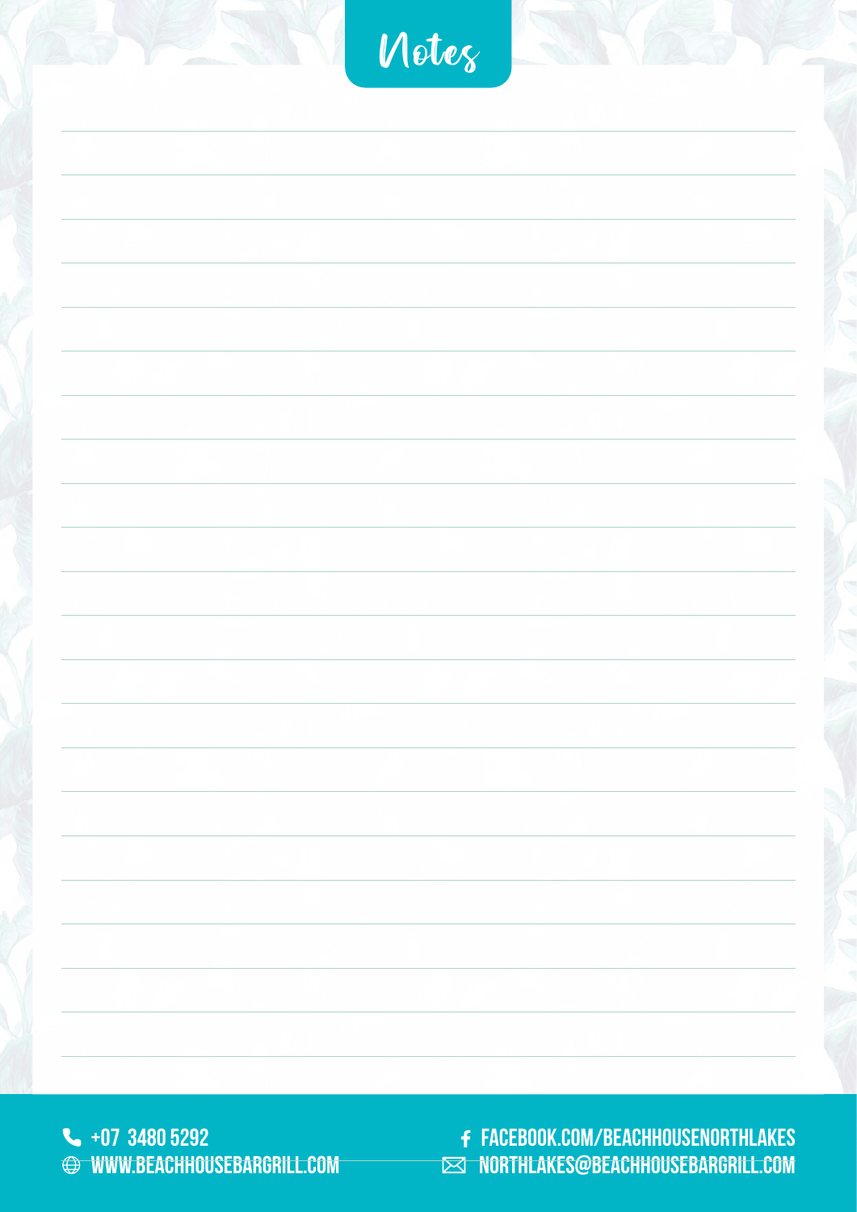# Notes

+07 3480 5292
WWW.BEACHHOUSEBARGRILL.COM
FACEBOOK.COM/BEACHHOUSENORTHLAKES
NORTHLAKES@BEACHHOUSEBARGRILL.COM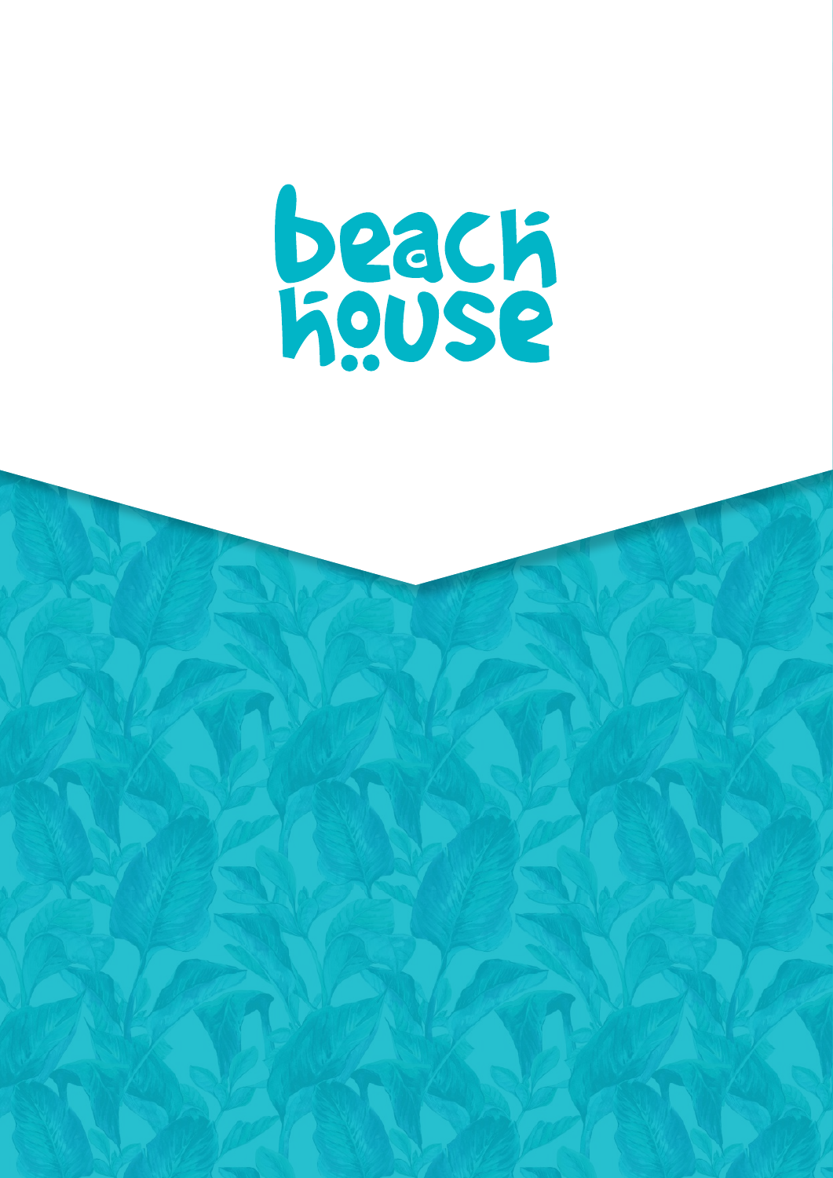beach house